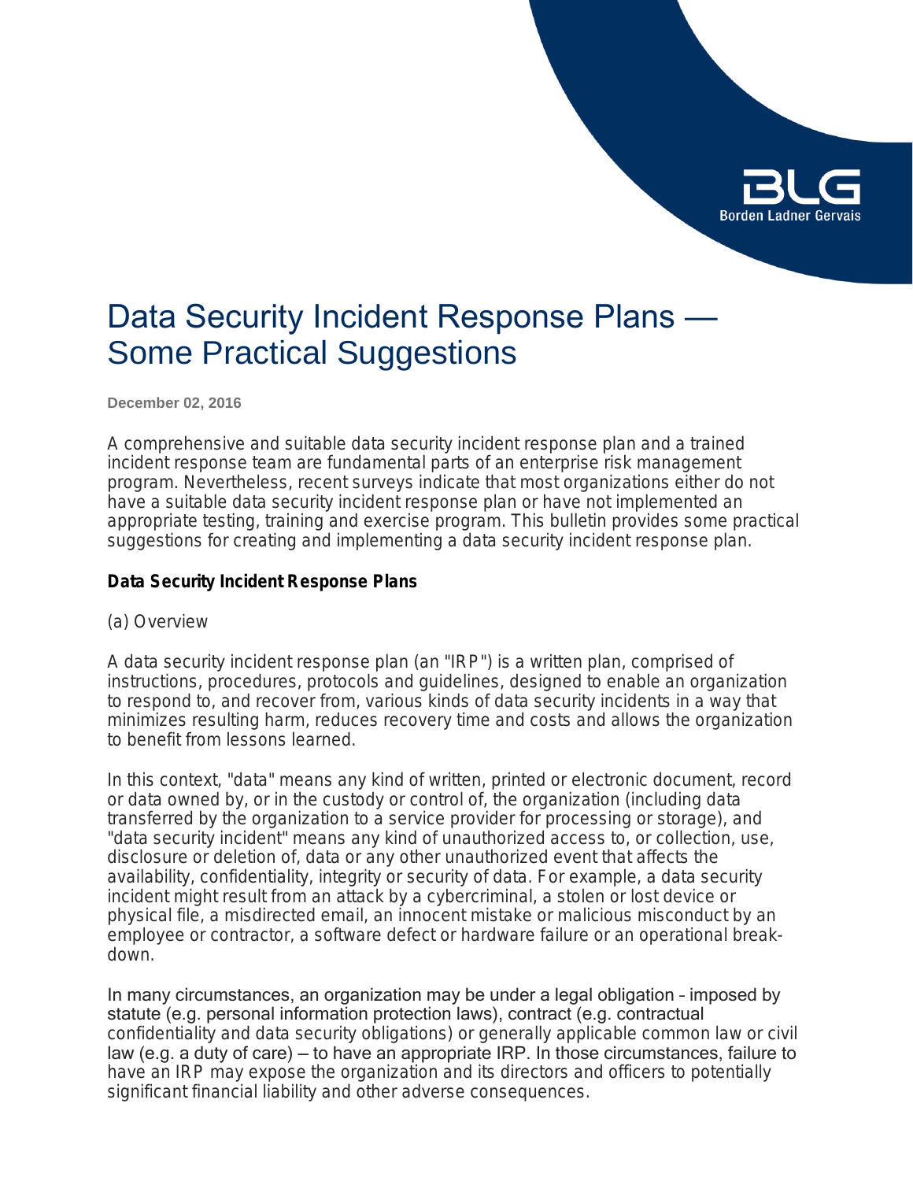# Data Security Incident Response Plans — Some Practical Suggestions

**December 02, 2016**

A comprehensive and suitable data security incident response plan and a trained incident response team are fundamental parts of an enterprise risk management program. Nevertheless, recent surveys indicate that most organizations either do not have a suitable data security incident response plan or have not implemented an appropriate testing, training and exercise program. This bulletin provides some practical suggestions for creating and implementing a data security incident response plan.

## Data Security Incident Response Plans

(a) Overview

A data security incident response plan (an "IRP") is a written plan, comprised of instructions, procedures, protocols and guidelines, designed to enable an organization to respond to, and recover from, various kinds of data security incidents in a way that minimizes resulting harm, reduces recovery time and costs and allows the organization to benefit from lessons learned.

In this context, "data" means any kind of written, printed or electronic document, record or data owned by, or in the custody or control of, the organization (including data transferred by the organization to a service provider for processing or storage), and "data security incident" means any kind of unauthorized access to, or collection, use, disclosure or deletion of, data or any other unauthorized event that affects the availability, confidentiality, integrity or security of data. For example, a data security incident might result from an attack by a cybercriminal, a stolen or lost device or physical file, a misdirected email, an innocent mistake or malicious misconduct by an employee or contractor, a software defect or hardware failure or an operational break-down.

In many circumstances, an organization may be under a legal obligation – imposed by statute (e.g. personal information protection laws), contract (e.g. contractual confidentiality and data security obligations) or generally applicable common law or civil law (e.g. a duty of care) – to have an appropriate IRP. In those circumstances, failure to have an IRP may expose the organization and its directors and officers to potentially significant financial liability and other adverse consequences.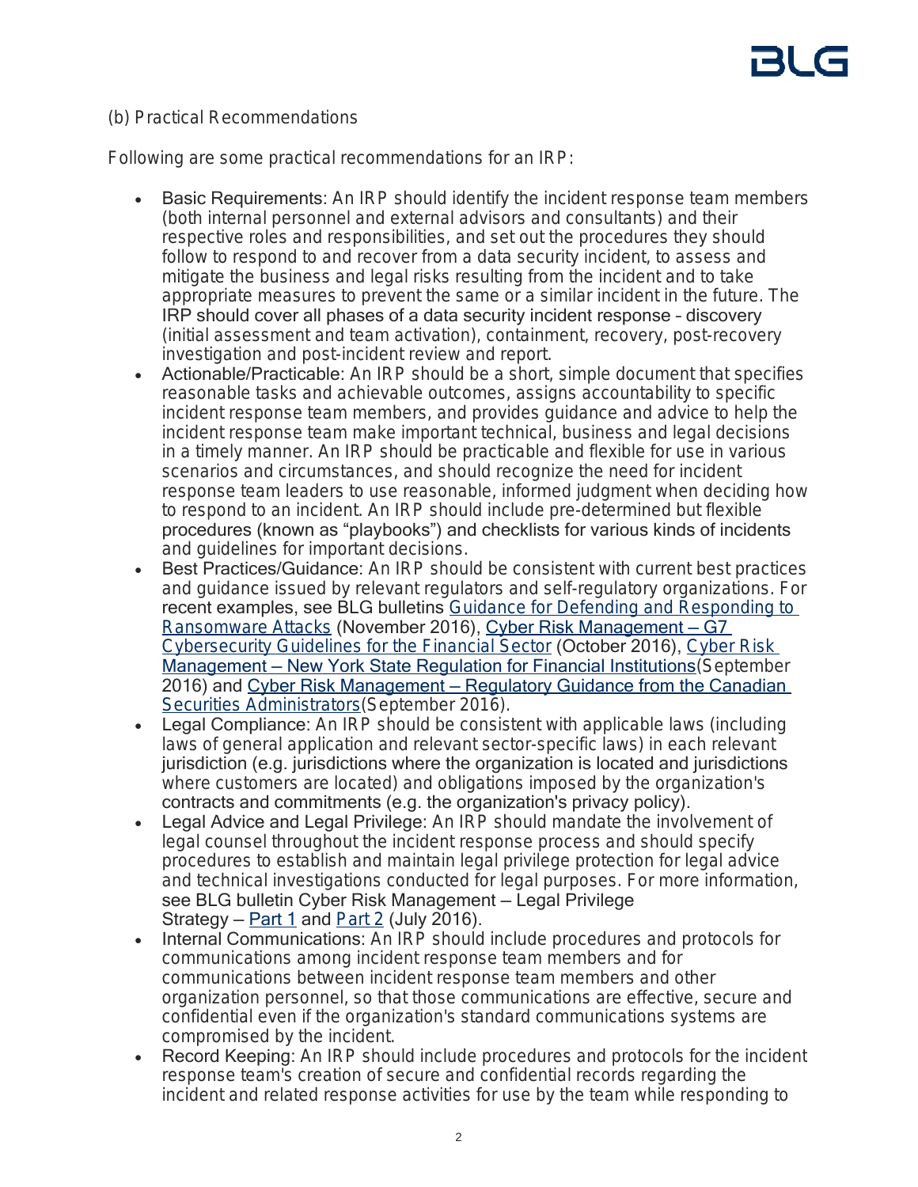(b) Practical Recommendations

Following are some practical recommendations for an IRP:

- Basic Requirements: An IRP should identify the incident response team members (both internal personnel and external advisors and consultants) and their respective roles and responsibilities, and set out the procedures they should follow to respond to and recover from a data security incident, to assess and mitigate the business and legal risks resulting from the incident and to take appropriate measures to prevent the same or a similar incident in the future. The IRP should cover all phases of a data security incident response – discovery (initial assessment and team activation), containment, recovery, post-recovery investigation and post-incident review and report.
- Actionable/Practicable: An IRP should be a short, simple document that specifies reasonable tasks and achievable outcomes, assigns accountability to specific incident response team members, and provides guidance and advice to help the incident response team make important technical, business and legal decisions in a timely manner. An IRP should be practicable and flexible for use in various scenarios and circumstances, and should recognize the need for incident response team leaders to use reasonable, informed judgment when deciding how to respond to an incident. An IRP should include pre-determined but flexible procedures (known as "playbooks") and checklists for various kinds of incidents and guidelines for important decisions.
- Best Practices/Guidance: An IRP should be consistent with current best practices and guidance issued by relevant regulators and self-regulatory organizations. For recent examples, see BLG bulletins Guidance for Defending and Responding to Ransomware Attacks (November 2016), Cyber Risk Management – G7 Cybersecurity Guidelines for the Financial Sector (October 2016), Cyber Risk Management – New York State Regulation for Financial Institutions(September 2016) and Cyber Risk Management – Regulatory Guidance from the Canadian Securities Administrators(September 2016).
- Legal Compliance: An IRP should be consistent with applicable laws (including laws of general application and relevant sector-specific laws) in each relevant jurisdiction (e.g. jurisdictions where the organization is located and jurisdictions where customers are located) and obligations imposed by the organization's contracts and commitments (e.g. the organization's privacy policy).
- Legal Advice and Legal Privilege: An IRP should mandate the involvement of legal counsel throughout the incident response process and should specify procedures to establish and maintain legal privilege protection for legal advice and technical investigations conducted for legal purposes. For more information, see BLG bulletin Cyber Risk Management – Legal Privilege Strategy – Part 1 and Part 2 (July 2016).
- Internal Communications: An IRP should include procedures and protocols for communications among incident response team members and for communications between incident response team members and other organization personnel, so that those communications are effective, secure and confidential even if the organization's standard communications systems are compromised by the incident.
- Record Keeping: An IRP should include procedures and protocols for the incident response team's creation of secure and confidential records regarding the incident and related response activities for use by the team while responding to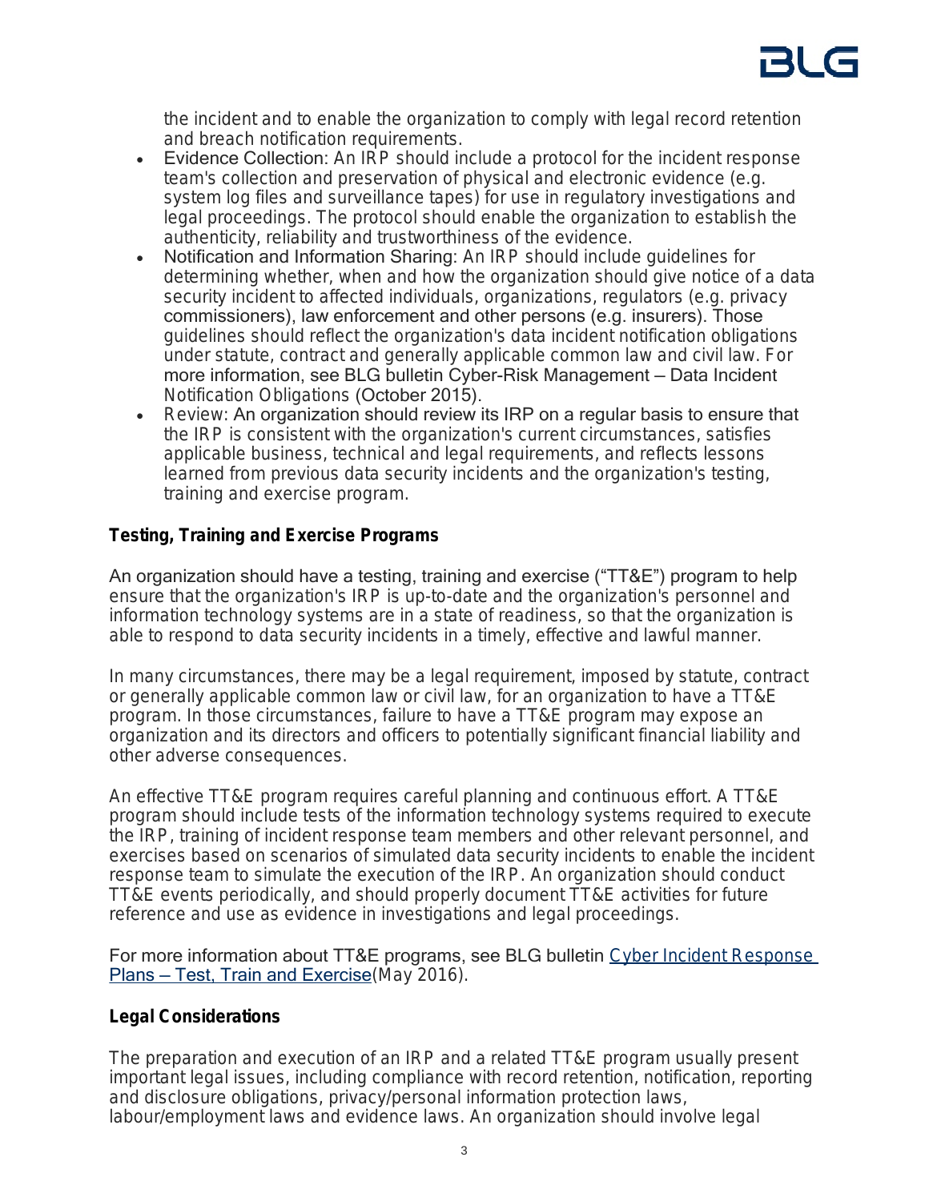the incident and to enable the organization to comply with legal record retention and breach notification requirements.

- Evidence Collection: An IRP should include a protocol for the incident response team's collection and preservation of physical and electronic evidence (e.g. system log files and surveillance tapes) for use in regulatory investigations and legal proceedings. The protocol should enable the organization to establish the authenticity, reliability and trustworthiness of the evidence.
- Notification and Information Sharing: An IRP should include guidelines for determining whether, when and how the organization should give notice of a data security incident to affected individuals, organizations, regulators (e.g. privacy commissioners), law enforcement and other persons (e.g. insurers). Those guidelines should reflect the organization's data incident notification obligations under statute, contract and generally applicable common law and civil law. For more information, see BLG bulletin Cyber-Risk Management – Data Incident Notification Obligations (October 2015).
- Review: An organization should review its IRP on a regular basis to ensure that the IRP is consistent with the organization's current circumstances, satisfies applicable business, technical and legal requirements, and reflects lessons learned from previous data security incidents and the organization's testing, training and exercise program.

**Testing, Training and Exercise Programs**

An organization should have a testing, training and exercise ("TT&E") program to help ensure that the organization's IRP is up-to-date and the organization's personnel and information technology systems are in a state of readiness, so that the organization is able to respond to data security incidents in a timely, effective and lawful manner.

In many circumstances, there may be a legal requirement, imposed by statute, contract or generally applicable common law or civil law, for an organization to have a TT&E program. In those circumstances, failure to have a TT&E program may expose an organization and its directors and officers to potentially significant financial liability and other adverse consequences.

An effective TT&E program requires careful planning and continuous effort. A TT&E program should include tests of the information technology systems required to execute the IRP, training of incident response team members and other relevant personnel, and exercises based on scenarios of simulated data security incidents to enable the incident response team to simulate the execution of the IRP. An organization should conduct TT&E events periodically, and should properly document TT&E activities for future reference and use as evidence in investigations and legal proceedings.

For more information about TT&E programs, see BLG bulletin Cyber Incident Response Plans – Test, Train and Exercise(May 2016).

**Legal Considerations**

The preparation and execution of an IRP and a related TT&E program usually present important legal issues, including compliance with record retention, notification, reporting and disclosure obligations, privacy/personal information protection laws, labour/employment laws and evidence laws. An organization should involve legal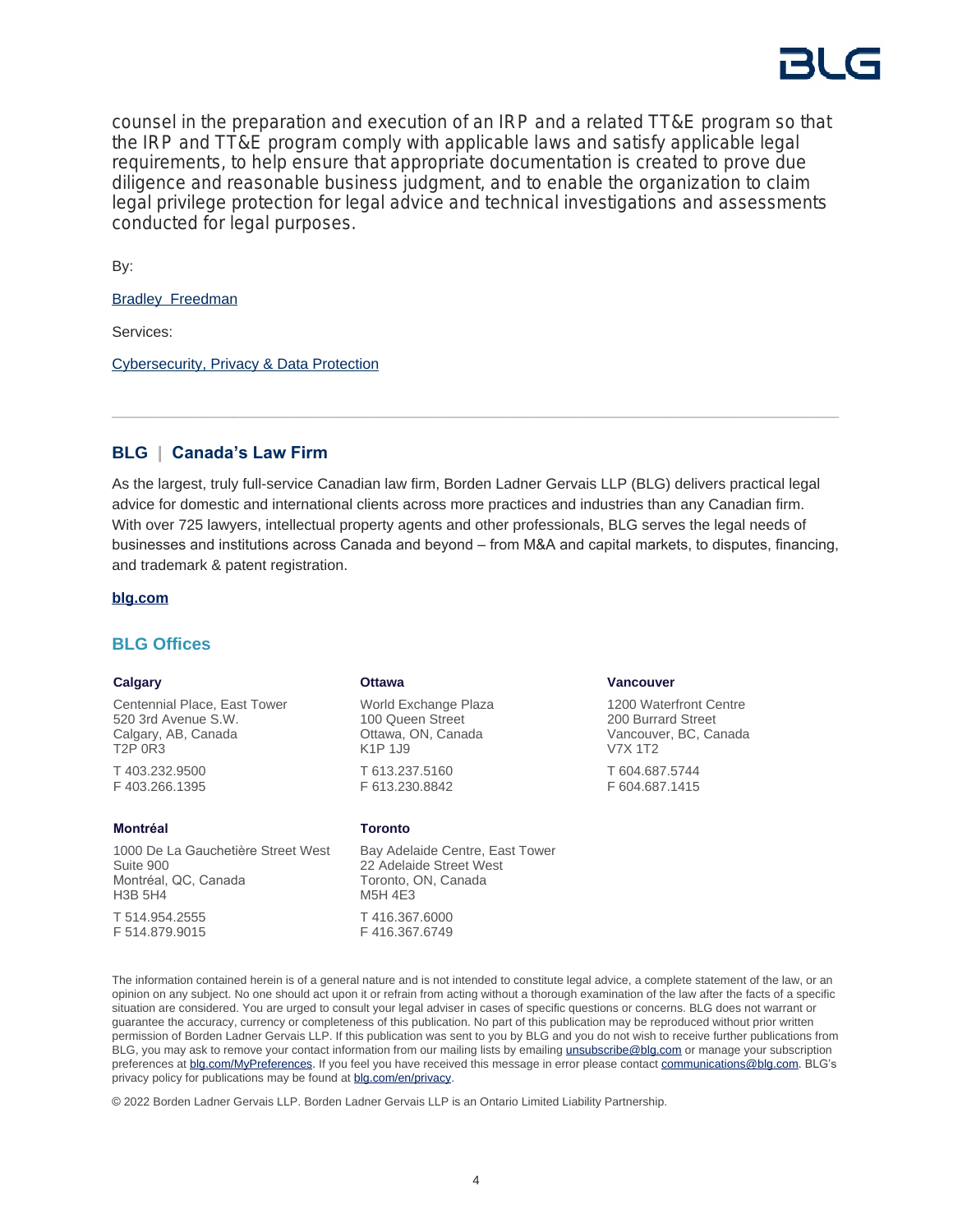counsel in the preparation and execution of an IRP and a related TT&E program so that the IRP and TT&E program comply with applicable laws and satisfy applicable legal requirements, to help ensure that appropriate documentation is created to prove due diligence and reasonable business judgment, and to enable the organization to claim legal privilege protection for legal advice and technical investigations and assessments conducted for legal purposes.

By:

Bradley Freedman

Services:

Cybersecurity, Privacy & Data Protection

---

## BLG | Canada's Law Firm

As the largest, truly full-service Canadian law firm, Borden Ladner Gervais LLP (BLG) delivers practical legal advice for domestic and international clients across more practices and industries than any Canadian firm. With over 725 lawyers, intellectual property agents and other professionals, BLG serves the legal needs of businesses and institutions across Canada and beyond – from M&A and capital markets, to disputes, financing, and trademark & patent registration.

**blg.com**

## BLG Offices

**Calgary**

Centennial Place, East Tower
520 3rd Avenue S.W.
Calgary, AB, Canada
T2P 0R3

T 403.232.9500
F 403.266.1395

**Ottawa**

World Exchange Plaza
100 Queen Street
Ottawa, ON, Canada
K1P 1J9

T 613.237.5160
F 613.230.8842

**Vancouver**

1200 Waterfront Centre
200 Burrard Street
Vancouver, BC, Canada
V7X 1T2

T 604.687.5744
F 604.687.1415

**Montréal**

1000 De La Gauchetière Street West
Suite 900
Montréal, QC, Canada
H3B 5H4

T 514.954.2555
F 514.879.9015

**Toronto**

Bay Adelaide Centre, East Tower
22 Adelaide Street West
Toronto, ON, Canada
M5H 4E3

T 416.367.6000
F 416.367.6749

The information contained herein is of a general nature and is not intended to constitute legal advice, a complete statement of the law, or an opinion on any subject. No one should act upon it or refrain from acting without a thorough examination of the law after the facts of a specific situation are considered. You are urged to consult your legal adviser in cases of specific questions or concerns. BLG does not warrant or guarantee the accuracy, currency or completeness of this publication. No part of this publication may be reproduced without prior written permission of Borden Ladner Gervais LLP. If this publication was sent to you by BLG and you do not wish to receive further publications from BLG, you may ask to remove your contact information from our mailing lists by emailing unsubscribe@blg.com or manage your subscription preferences at blg.com/MyPreferences. If you feel you have received this message in error please contact communications@blg.com. BLG's privacy policy for publications may be found at blg.com/en/privacy.

© 2022 Borden Ladner Gervais LLP. Borden Ladner Gervais LLP is an Ontario Limited Liability Partnership.